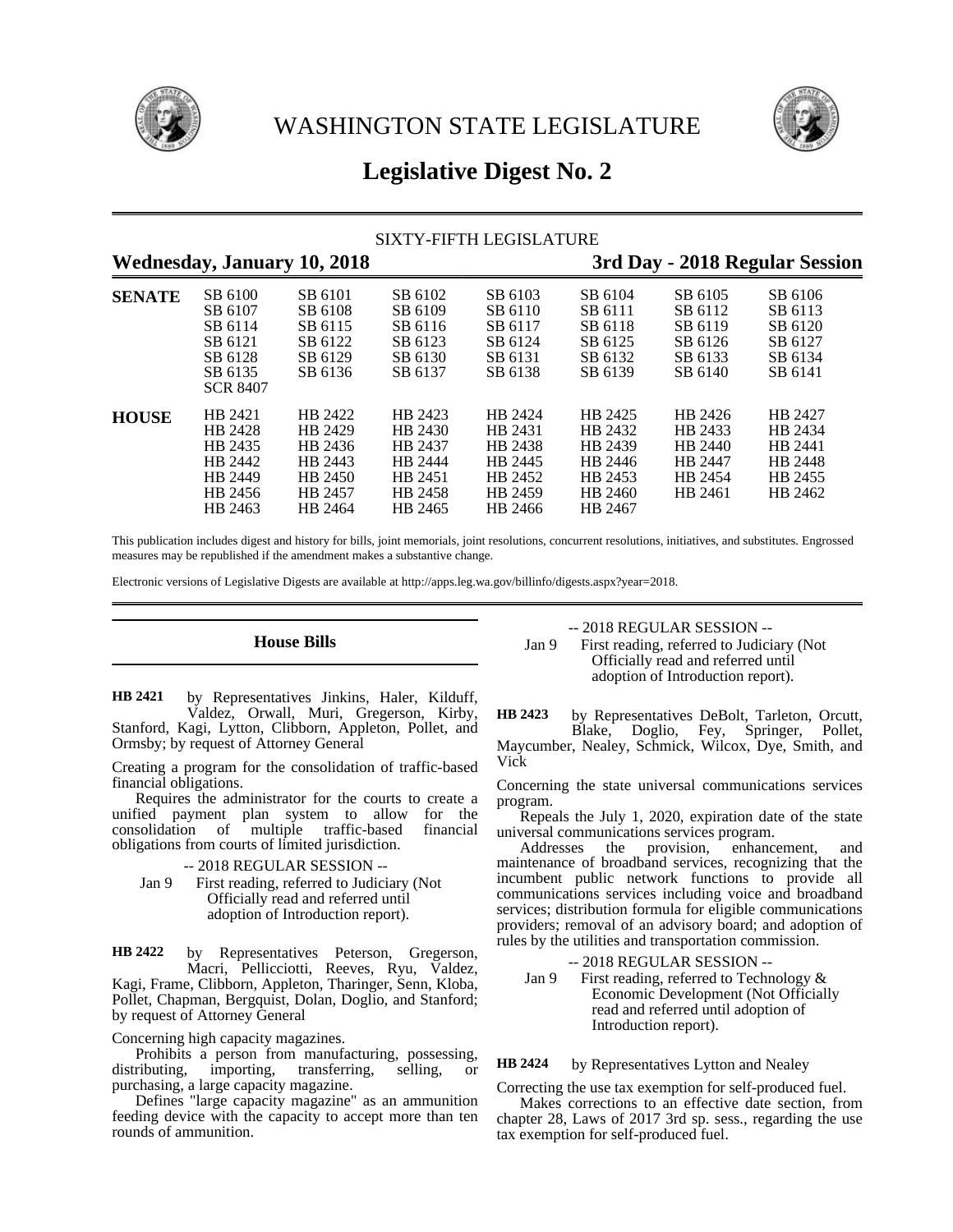# WASHINGTON STATE LEGISLATURE

## Legislative Digest No. 2

SIXTY-FIFTH LEGISLATURE

**Wednesday, January 10, 2018** — **3rd Day - 2018 Regular Session**

| | | | | | | | |
|---|---|---|---|---|---|---|---|
| **SENATE** | SB 6100 | SB 6101 | SB 6102 | SB 6103 | SB 6104 | SB 6105 | SB 6106 |
| | SB 6107 | SB 6108 | SB 6109 | SB 6110 | SB 6111 | SB 6112 | SB 6113 |
| | SB 6114 | SB 6115 | SB 6116 | SB 6117 | SB 6118 | SB 6119 | SB 6120 |
| | SB 6121 | SB 6122 | SB 6123 | SB 6124 | SB 6125 | SB 6126 | SB 6127 |
| | SB 6128 | SB 6129 | SB 6130 | SB 6131 | SB 6132 | SB 6133 | SB 6134 |
| | SB 6135 | SB 6136 | SB 6137 | SB 6138 | SB 6139 | SB 6140 | SB 6141 |
| | SCR 8407 | | | | | | |
| **HOUSE** | HB 2421 | HB 2422 | HB 2423 | HB 2424 | HB 2425 | HB 2426 | HB 2427 |
| | HB 2428 | HB 2429 | HB 2430 | HB 2431 | HB 2432 | HB 2433 | HB 2434 |
| | HB 2435 | HB 2436 | HB 2437 | HB 2438 | HB 2439 | HB 2440 | HB 2441 |
| | HB 2442 | HB 2443 | HB 2444 | HB 2445 | HB 2446 | HB 2447 | HB 2448 |
| | HB 2449 | HB 2450 | HB 2451 | HB 2452 | HB 2453 | HB 2454 | HB 2455 |
| | HB 2456 | HB 2457 | HB 2458 | HB 2459 | HB 2460 | HB 2461 | HB 2462 |
| | HB 2463 | HB 2464 | HB 2465 | HB 2466 | HB 2467 | | |

This publication includes digest and history for bills, joint memorials, joint resolutions, concurrent resolutions, initiatives, and substitutes. Engrossed measures may be republished if the amendment makes a substantive change.

Electronic versions of Legislative Digests are available at http://apps.leg.wa.gov/billinfo/digests.aspx?year=2018.

### House Bills

**HB 2421** by Representatives Jinkins, Haler, Kilduff, Valdez, Orwall, Muri, Gregerson, Kirby, Stanford, Kagi, Lytton, Clibborn, Appleton, Pollet, and Ormsby; by request of Attorney General

Creating a program for the consolidation of traffic-based financial obligations.

Requires the administrator for the courts to create a unified payment plan system to allow for the consolidation of multiple traffic-based financial obligations from courts of limited jurisdiction.

-- 2018 REGULAR SESSION --

Jan 9 First reading, referred to Judiciary (Not Officially read and referred until adoption of Introduction report).

**HB 2422** by Representatives Peterson, Gregerson, Macri, Pellicciotti, Reeves, Ryu, Valdez, Kagi, Frame, Clibborn, Appleton, Tharinger, Senn, Kloba, Pollet, Chapman, Bergquist, Dolan, Doglio, and Stanford; by request of Attorney General

Concerning high capacity magazines.

Prohibits a person from manufacturing, possessing, distributing, importing, transferring, selling, or purchasing, a large capacity magazine.

Defines "large capacity magazine" as an ammunition feeding device with the capacity to accept more than ten rounds of ammunition.

-- 2018 REGULAR SESSION --

Jan 9 First reading, referred to Judiciary (Not Officially read and referred until adoption of Introduction report).

**HB 2423** by Representatives DeBolt, Tarleton, Orcutt, Blake, Doglio, Fey, Springer, Pollet, Maycumber, Nealey, Schmick, Wilcox, Dye, Smith, and Vick

Concerning the state universal communications services program.

Repeals the July 1, 2020, expiration date of the state universal communications services program.

Addresses the provision, enhancement, and maintenance of broadband services, recognizing that the incumbent public network functions to provide all communications services including voice and broadband services; distribution formula for eligible communications providers; removal of an advisory board; and adoption of rules by the utilities and transportation commission.

-- 2018 REGULAR SESSION --

Jan 9 First reading, referred to Technology & Economic Development (Not Officially read and referred until adoption of Introduction report).

**HB 2424** by Representatives Lytton and Nealey

Correcting the use tax exemption for self-produced fuel.

Makes corrections to an effective date section, from chapter 28, Laws of 2017 3rd sp. sess., regarding the use tax exemption for self-produced fuel.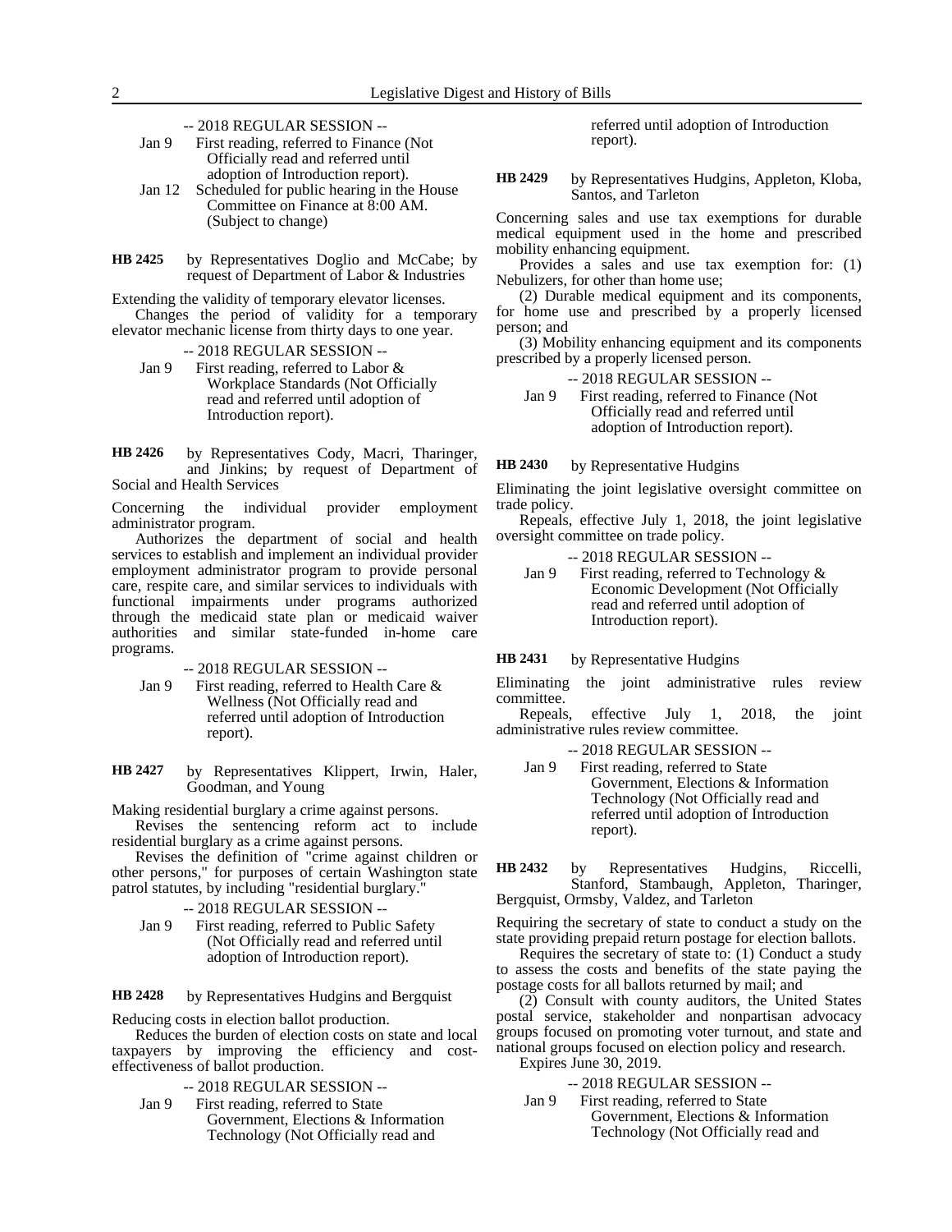-- 2018 REGULAR SESSION --

Jan 9 First reading, referred to Finance (Not Officially read and referred until adoption of Introduction report).

Jan 12 Scheduled for public hearing in the House Committee on Finance at 8:00 AM. (Subject to change)

**HB 2425** by Representatives Doglio and McCabe; by request of Department of Labor & Industries

Extending the validity of temporary elevator licenses.

Changes the period of validity for a temporary elevator mechanic license from thirty days to one year.

-- 2018 REGULAR SESSION --

Jan 9 First reading, referred to Labor & Workplace Standards (Not Officially read and referred until adoption of Introduction report).

**HB 2426** by Representatives Cody, Macri, Tharinger, and Jinkins; by request of Department of Social and Health Services

Concerning the individual provider employment administrator program.

Authorizes the department of social and health services to establish and implement an individual provider employment administrator program to provide personal care, respite care, and similar services to individuals with functional impairments under programs authorized through the medicaid state plan or medicaid waiver authorities and similar state-funded in-home care programs.

-- 2018 REGULAR SESSION --

Jan 9 First reading, referred to Health Care & Wellness (Not Officially read and referred until adoption of Introduction report).

**HB 2427** by Representatives Klippert, Irwin, Haler, Goodman, and Young

Making residential burglary a crime against persons.

Revises the sentencing reform act to include residential burglary as a crime against persons.

Revises the definition of "crime against children or other persons," for purposes of certain Washington state patrol statutes, by including "residential burglary."

-- 2018 REGULAR SESSION --

Jan 9 First reading, referred to Public Safety (Not Officially read and referred until adoption of Introduction report).

**HB 2428** by Representatives Hudgins and Bergquist

Reducing costs in election ballot production.

Reduces the burden of election costs on state and local taxpayers by improving the efficiency and cost-effectiveness of ballot production.

-- 2018 REGULAR SESSION --

Jan 9 First reading, referred to State Government, Elections & Information Technology (Not Officially read and referred until adoption of Introduction report).

**HB 2429** by Representatives Hudgins, Appleton, Kloba, Santos, and Tarleton

Concerning sales and use tax exemptions for durable medical equipment used in the home and prescribed mobility enhancing equipment.

Provides a sales and use tax exemption for: (1) Nebulizers, for other than home use;

(2) Durable medical equipment and its components, for home use and prescribed by a properly licensed person; and

(3) Mobility enhancing equipment and its components prescribed by a properly licensed person.

-- 2018 REGULAR SESSION --

Jan 9 First reading, referred to Finance (Not Officially read and referred until adoption of Introduction report).

**HB 2430** by Representative Hudgins

Eliminating the joint legislative oversight committee on trade policy.

Repeals, effective July 1, 2018, the joint legislative oversight committee on trade policy.

-- 2018 REGULAR SESSION --

Jan 9 First reading, referred to Technology & Economic Development (Not Officially read and referred until adoption of Introduction report).

**HB 2431** by Representative Hudgins

Eliminating the joint administrative rules review committee.

Repeals, effective July 1, 2018, the joint administrative rules review committee.

-- 2018 REGULAR SESSION --

Jan 9 First reading, referred to State Government, Elections & Information Technology (Not Officially read and referred until adoption of Introduction report).

**HB 2432** by Representatives Hudgins, Riccelli, Stanford, Stambaugh, Appleton, Tharinger, Bergquist, Ormsby, Valdez, and Tarleton

Requiring the secretary of state to conduct a study on the state providing prepaid return postage for election ballots.

Requires the secretary of state to: (1) Conduct a study to assess the costs and benefits of the state paying the postage costs for all ballots returned by mail; and

(2) Consult with county auditors, the United States postal service, stakeholder and nonpartisan advocacy groups focused on promoting voter turnout, and state and national groups focused on election policy and research.

Expires June 30, 2019.

-- 2018 REGULAR SESSION --

Jan 9 First reading, referred to State Government, Elections & Information Technology (Not Officially read and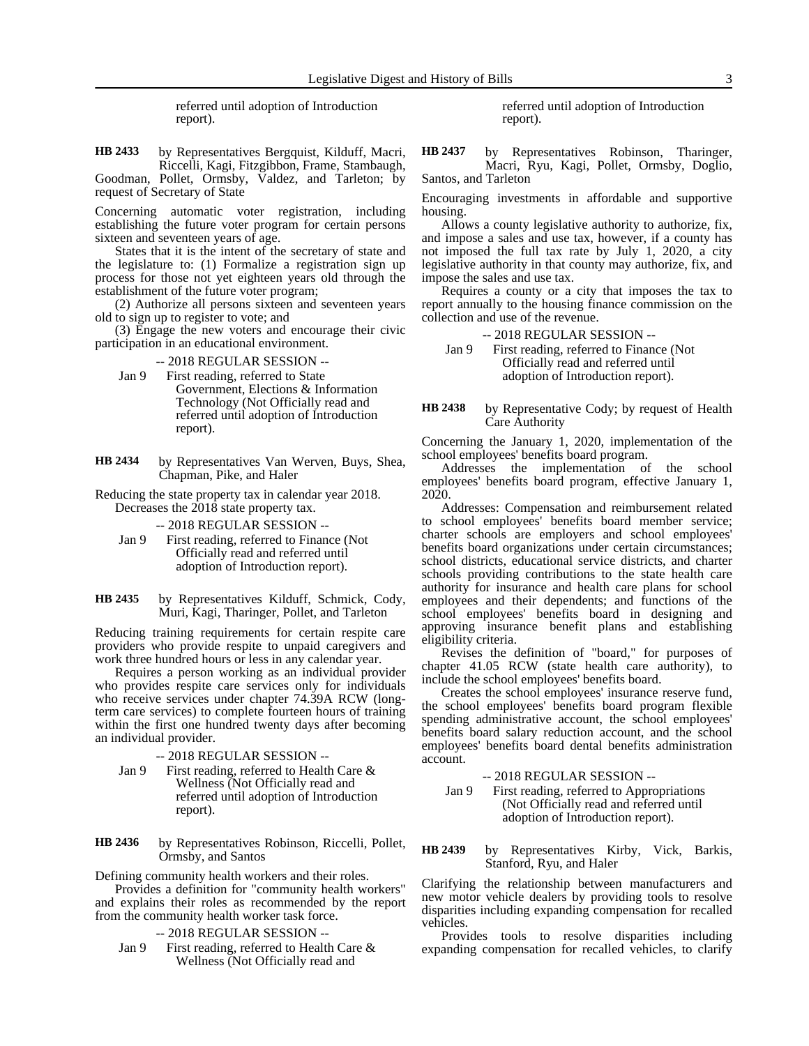referred until adoption of Introduction report).

**HB 2433** by Representatives Bergquist, Kilduff, Macri, Riccelli, Kagi, Fitzgibbon, Frame, Stambaugh, Goodman, Pollet, Ormsby, Valdez, and Tarleton; by request of Secretary of State

Concerning automatic voter registration, including establishing the future voter program for certain persons sixteen and seventeen years of age.

States that it is the intent of the secretary of state and the legislature to: (1) Formalize a registration sign up process for those not yet eighteen years old through the establishment of the future voter program;

(2) Authorize all persons sixteen and seventeen years old to sign up to register to vote; and

(3) Engage the new voters and encourage their civic participation in an educational environment.

-- 2018 REGULAR SESSION --

Jan 9 First reading, referred to State Government, Elections & Information Technology (Not Officially read and referred until adoption of Introduction report).

**HB 2434** by Representatives Van Werven, Buys, Shea, Chapman, Pike, and Haler

Reducing the state property tax in calendar year 2018.

Decreases the 2018 state property tax.

-- 2018 REGULAR SESSION --

Jan 9 First reading, referred to Finance (Not Officially read and referred until adoption of Introduction report).

**HB 2435** by Representatives Kilduff, Schmick, Cody, Muri, Kagi, Tharinger, Pollet, and Tarleton

Reducing training requirements for certain respite care providers who provide respite to unpaid caregivers and work three hundred hours or less in any calendar year.

Requires a person working as an individual provider who provides respite care services only for individuals who receive services under chapter 74.39A RCW (long-term care services) to complete fourteen hours of training within the first one hundred twenty days after becoming an individual provider.

-- 2018 REGULAR SESSION --

Jan 9 First reading, referred to Health Care & Wellness (Not Officially read and referred until adoption of Introduction report).

**HB 2436** by Representatives Robinson, Riccelli, Pollet, Ormsby, and Santos

Defining community health workers and their roles.

Provides a definition for "community health workers" and explains their roles as recommended by the report from the community health worker task force.

-- 2018 REGULAR SESSION --

Jan 9 First reading, referred to Health Care & Wellness (Not Officially read and referred until adoption of Introduction report).

**HB 2437** by Representatives Robinson, Tharinger, Macri, Ryu, Kagi, Pollet, Ormsby, Doglio, Santos, and Tarleton

Encouraging investments in affordable and supportive housing.

Allows a county legislative authority to authorize, fix, and impose a sales and use tax, however, if a county has not imposed the full tax rate by July 1, 2020, a city legislative authority in that county may authorize, fix, and impose the sales and use tax.

Requires a county or a city that imposes the tax to report annually to the housing finance commission on the collection and use of the revenue.

-- 2018 REGULAR SESSION --

Jan 9 First reading, referred to Finance (Not Officially read and referred until adoption of Introduction report).

**HB 2438** by Representative Cody; by request of Health Care Authority

Concerning the January 1, 2020, implementation of the school employees' benefits board program.

Addresses the implementation of the school employees' benefits board program, effective January 1, 2020.

Addresses: Compensation and reimbursement related to school employees' benefits board member service; charter schools are employers and school employees' benefits board organizations under certain circumstances; school districts, educational service districts, and charter schools providing contributions to the state health care authority for insurance and health care plans for school employees and their dependents; and functions of the school employees' benefits board in designing and approving insurance benefit plans and establishing eligibility criteria.

Revises the definition of "board," for purposes of chapter 41.05 RCW (state health care authority), to include the school employees' benefits board.

Creates the school employees' insurance reserve fund, the school employees' benefits board program flexible spending administrative account, the school employees' benefits board salary reduction account, and the school employees' benefits board dental benefits administration account.

-- 2018 REGULAR SESSION --

Jan 9 First reading, referred to Appropriations (Not Officially read and referred until adoption of Introduction report).

**HB 2439** by Representatives Kirby, Vick, Barkis, Stanford, Ryu, and Haler

Clarifying the relationship between manufacturers and new motor vehicle dealers by providing tools to resolve disparities including expanding compensation for recalled vehicles.

Provides tools to resolve disparities including expanding compensation for recalled vehicles, to clarify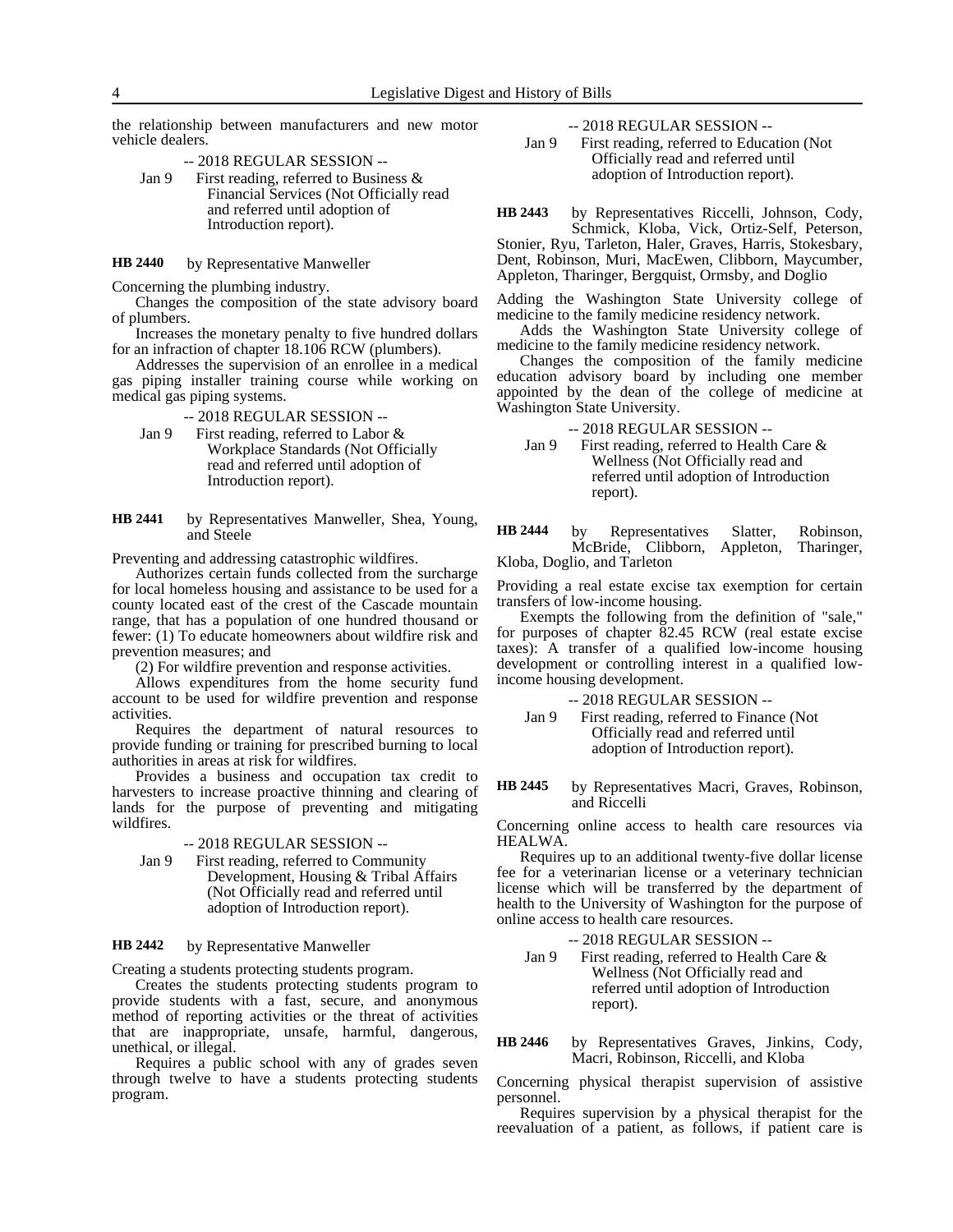the relationship between manufacturers and new motor vehicle dealers.

-- 2018 REGULAR SESSION --

Jan 9 First reading, referred to Business & Financial Services (Not Officially read and referred until adoption of Introduction report).

**HB 2440** by Representative Manweller

Concerning the plumbing industry.

Changes the composition of the state advisory board of plumbers.

Increases the monetary penalty to five hundred dollars for an infraction of chapter 18.106 RCW (plumbers).

Addresses the supervision of an enrollee in a medical gas piping installer training course while working on medical gas piping systems.

-- 2018 REGULAR SESSION --

Jan 9 First reading, referred to Labor & Workplace Standards (Not Officially read and referred until adoption of Introduction report).

**HB 2441** by Representatives Manweller, Shea, Young, and Steele

Preventing and addressing catastrophic wildfires.

Authorizes certain funds collected from the surcharge for local homeless housing and assistance to be used for a county located east of the crest of the Cascade mountain range, that has a population of one hundred thousand or fewer: (1) To educate homeowners about wildfire risk and prevention measures; and

(2) For wildfire prevention and response activities.

Allows expenditures from the home security fund account to be used for wildfire prevention and response activities.

Requires the department of natural resources to provide funding or training for prescribed burning to local authorities in areas at risk for wildfires.

Provides a business and occupation tax credit to harvesters to increase proactive thinning and clearing of lands for the purpose of preventing and mitigating wildfires.

-- 2018 REGULAR SESSION --

Jan 9 First reading, referred to Community Development, Housing & Tribal Affairs (Not Officially read and referred until adoption of Introduction report).

**HB 2442** by Representative Manweller

Creating a students protecting students program.

Creates the students protecting students program to provide students with a fast, secure, and anonymous method of reporting activities or the threat of activities that are inappropriate, unsafe, harmful, dangerous, unethical, or illegal.

Requires a public school with any of grades seven through twelve to have a students protecting students program.

-- 2018 REGULAR SESSION --

Jan 9 First reading, referred to Education (Not Officially read and referred until adoption of Introduction report).

**HB 2443** by Representatives Riccelli, Johnson, Cody, Schmick, Kloba, Vick, Ortiz-Self, Peterson, Stonier, Ryu, Tarleton, Haler, Graves, Harris, Stokesbary, Dent, Robinson, Muri, MacEwen, Clibborn, Maycumber, Appleton, Tharinger, Bergquist, Ormsby, and Doglio

Adding the Washington State University college of medicine to the family medicine residency network.

Adds the Washington State University college of medicine to the family medicine residency network.

Changes the composition of the family medicine education advisory board by including one member appointed by the dean of the college of medicine at Washington State University.

-- 2018 REGULAR SESSION --

Jan 9 First reading, referred to Health Care & Wellness (Not Officially read and referred until adoption of Introduction report).

**HB 2444** by Representatives Slatter, Robinson, McBride, Clibborn, Appleton, Tharinger, Kloba, Doglio, and Tarleton

Providing a real estate excise tax exemption for certain transfers of low-income housing.

Exempts the following from the definition of "sale," for purposes of chapter 82.45 RCW (real estate excise taxes): A transfer of a qualified low-income housing development or controlling interest in a qualified low-income housing development.

-- 2018 REGULAR SESSION --

Jan 9 First reading, referred to Finance (Not Officially read and referred until adoption of Introduction report).

**HB 2445** by Representatives Macri, Graves, Robinson, and Riccelli

Concerning online access to health care resources via HEALWA.

Requires up to an additional twenty-five dollar license fee for a veterinarian license or a veterinary technician license which will be transferred by the department of health to the University of Washington for the purpose of online access to health care resources.

-- 2018 REGULAR SESSION --

Jan 9 First reading, referred to Health Care & Wellness (Not Officially read and referred until adoption of Introduction report).

**HB 2446** by Representatives Graves, Jinkins, Cody, Macri, Robinson, Riccelli, and Kloba

Concerning physical therapist supervision of assistive personnel.

Requires supervision by a physical therapist for the reevaluation of a patient, as follows, if patient care is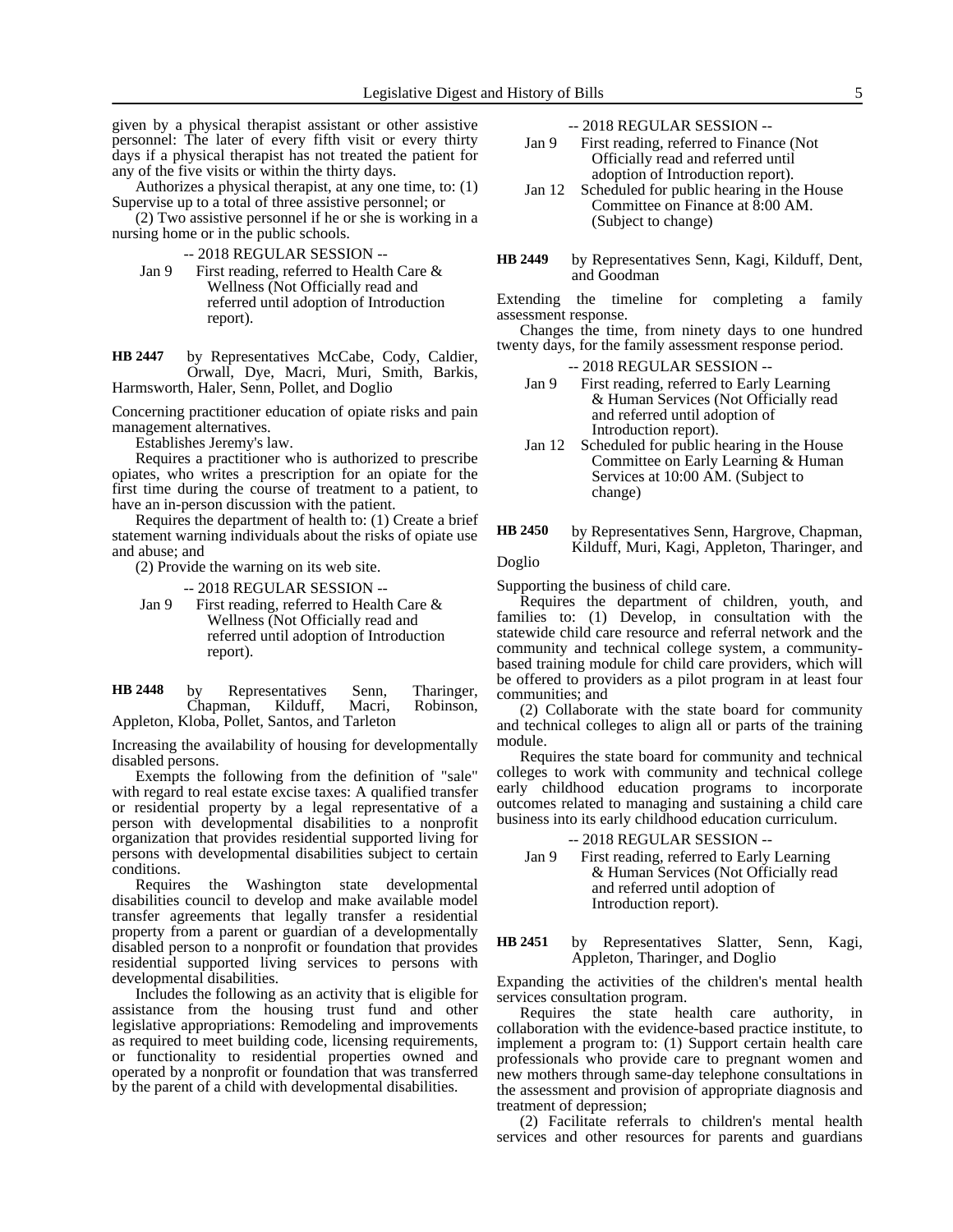given by a physical therapist assistant or other assistive personnel: The later of every fifth visit or every thirty days if a physical therapist has not treated the patient for any of the five visits or within the thirty days.

Authorizes a physical therapist, at any one time, to: (1) Supervise up to a total of three assistive personnel; or

(2) Two assistive personnel if he or she is working in a nursing home or in the public schools.

-- 2018 REGULAR SESSION --

Jan 9 First reading, referred to Health Care & Wellness (Not Officially read and referred until adoption of Introduction report).

**HB 2447** by Representatives McCabe, Cody, Caldier, Orwall, Dye, Macri, Muri, Smith, Barkis, Harmsworth, Haler, Senn, Pollet, and Doglio

Concerning practitioner education of opiate risks and pain management alternatives.

Establishes Jeremy's law.

Requires a practitioner who is authorized to prescribe opiates, who writes a prescription for an opiate for the first time during the course of treatment to a patient, to have an in-person discussion with the patient.

Requires the department of health to: (1) Create a brief statement warning individuals about the risks of opiate use and abuse; and

(2) Provide the warning on its web site.

-- 2018 REGULAR SESSION --

Jan 9 First reading, referred to Health Care & Wellness (Not Officially read and referred until adoption of Introduction report).

**HB 2448** by Representatives Senn, Tharinger, Chapman, Kilduff, Macri, Robinson, Appleton, Kloba, Pollet, Santos, and Tarleton

Increasing the availability of housing for developmentally disabled persons.

Exempts the following from the definition of "sale" with regard to real estate excise taxes: A qualified transfer or residential property by a legal representative of a person with developmental disabilities to a nonprofit organization that provides residential supported living for persons with developmental disabilities subject to certain conditions.

Requires the Washington state developmental disabilities council to develop and make available model transfer agreements that legally transfer a residential property from a parent or guardian of a developmentally disabled person to a nonprofit or foundation that provides residential supported living services to persons with developmental disabilities.

Includes the following as an activity that is eligible for assistance from the housing trust fund and other legislative appropriations: Remodeling and improvements as required to meet building code, licensing requirements, or functionality to residential properties owned and operated by a nonprofit or foundation that was transferred by the parent of a child with developmental disabilities.

-- 2018 REGULAR SESSION --

Jan 9 First reading, referred to Finance (Not Officially read and referred until adoption of Introduction report).

Jan 12 Scheduled for public hearing in the House Committee on Finance at 8:00 AM. (Subject to change)

**HB 2449** by Representatives Senn, Kagi, Kilduff, Dent, and Goodman

Extending the timeline for completing a family assessment response.

Changes the time, from ninety days to one hundred twenty days, for the family assessment response period.

-- 2018 REGULAR SESSION --

Jan 9 First reading, referred to Early Learning & Human Services (Not Officially read and referred until adoption of Introduction report).

Jan 12 Scheduled for public hearing in the House Committee on Early Learning & Human Services at 10:00 AM. (Subject to change)

**HB 2450** by Representatives Senn, Hargrove, Chapman, Kilduff, Muri, Kagi, Appleton, Tharinger, and Doglio

Supporting the business of child care.

Requires the department of children, youth, and families to: (1) Develop, in consultation with the statewide child care resource and referral network and the community and technical college system, a community-based training module for child care providers, which will be offered to providers as a pilot program in at least four communities; and

(2) Collaborate with the state board for community and technical colleges to align all or parts of the training module.

Requires the state board for community and technical colleges to work with community and technical college early childhood education programs to incorporate outcomes related to managing and sustaining a child care business into its early childhood education curriculum.

-- 2018 REGULAR SESSION --

Jan 9 First reading, referred to Early Learning & Human Services (Not Officially read and referred until adoption of Introduction report).

**HB 2451** by Representatives Slatter, Senn, Kagi, Appleton, Tharinger, and Doglio

Expanding the activities of the children's mental health services consultation program.

Requires the state health care authority, in collaboration with the evidence-based practice institute, to implement a program to: (1) Support certain health care professionals who provide care to pregnant women and new mothers through same-day telephone consultations in the assessment and provision of appropriate diagnosis and treatment of depression;

(2) Facilitate referrals to children's mental health services and other resources for parents and guardians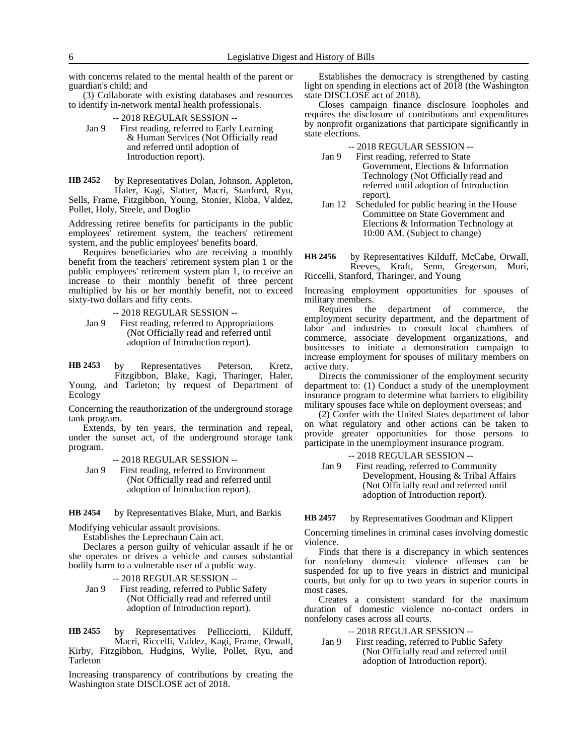with concerns related to the mental health of the parent or guardian's child; and

(3) Collaborate with existing databases and resources to identify in-network mental health professionals.

-- 2018 REGULAR SESSION --

Jan 9 First reading, referred to Early Learning & Human Services (Not Officially read and referred until adoption of Introduction report).

**HB 2452** by Representatives Dolan, Johnson, Appleton, Haler, Kagi, Slatter, Macri, Stanford, Ryu, Sells, Frame, Fitzgibbon, Young, Stonier, Kloba, Valdez, Pollet, Holy, Steele, and Doglio

Addressing retiree benefits for participants in the public employees' retirement system, the teachers' retirement system, and the public employees' benefits board.

Requires beneficiaries who are receiving a monthly benefit from the teachers' retirement system plan 1 or the public employees' retirement system plan 1, to receive an increase to their monthly benefit of three percent multiplied by his or her monthly benefit, not to exceed sixty-two dollars and fifty cents.

-- 2018 REGULAR SESSION --

Jan 9 First reading, referred to Appropriations (Not Officially read and referred until adoption of Introduction report).

**HB 2453** by Representatives Peterson, Kretz, Fitzgibbon, Blake, Kagi, Tharinger, Haler, Young, and Tarleton; by request of Department of Ecology

Concerning the reauthorization of the underground storage tank program.

Extends, by ten years, the termination and repeal, under the sunset act, of the underground storage tank program.

-- 2018 REGULAR SESSION --

Jan 9 First reading, referred to Environment (Not Officially read and referred until adoption of Introduction report).

**HB 2454** by Representatives Blake, Muri, and Barkis

Modifying vehicular assault provisions.

Establishes the Leprechaun Cain act.

Declares a person guilty of vehicular assault if he or she operates or drives a vehicle and causes substantial bodily harm to a vulnerable user of a public way.

-- 2018 REGULAR SESSION --

Jan 9 First reading, referred to Public Safety (Not Officially read and referred until adoption of Introduction report).

**HB 2455** by Representatives Pellicciotti, Kilduff, Macri, Riccelli, Valdez, Kagi, Frame, Orwall, Kirby, Fitzgibbon, Hudgins, Wylie, Pollet, Ryu, and Tarleton

Increasing transparency of contributions by creating the Washington state DISCLOSE act of 2018.

Establishes the democracy is strengthened by casting light on spending in elections act of 2018 (the Washington state DISCLOSE act of 2018).

Closes campaign finance disclosure loopholes and requires the disclosure of contributions and expenditures by nonprofit organizations that participate significantly in state elections.

-- 2018 REGULAR SESSION --

Jan 9 First reading, referred to State Government, Elections & Information Technology (Not Officially read and referred until adoption of Introduction report).

Jan 12 Scheduled for public hearing in the House Committee on State Government and Elections & Information Technology at 10:00 AM. (Subject to change)

**HB 2456** by Representatives Kilduff, McCabe, Orwall, Reeves, Kraft, Senn, Gregerson, Muri, Riccelli, Stanford, Tharinger, and Young

Increasing employment opportunities for spouses of military members.

Requires the department of commerce, the employment security department, and the department of labor and industries to consult local chambers of commerce, associate development organizations, and businesses to initiate a demonstration campaign to increase employment for spouses of military members on active duty.

Directs the commissioner of the employment security department to: (1) Conduct a study of the unemployment insurance program to determine what barriers to eligibility military spouses face while on deployment overseas; and

(2) Confer with the United States department of labor on what regulatory and other actions can be taken to provide greater opportunities for those persons to participate in the unemployment insurance program.

-- 2018 REGULAR SESSION --

Jan 9 First reading, referred to Community Development, Housing & Tribal Affairs (Not Officially read and referred until adoption of Introduction report).

**HB 2457** by Representatives Goodman and Klippert

Concerning timelines in criminal cases involving domestic violence.

Finds that there is a discrepancy in which sentences for nonfelony domestic violence offenses can be suspended for up to five years in district and municipal courts, but only for up to two years in superior courts in most cases.

Creates a consistent standard for the maximum duration of domestic violence no-contact orders in nonfelony cases across all courts.

-- 2018 REGULAR SESSION --

Jan 9 First reading, referred to Public Safety (Not Officially read and referred until adoption of Introduction report).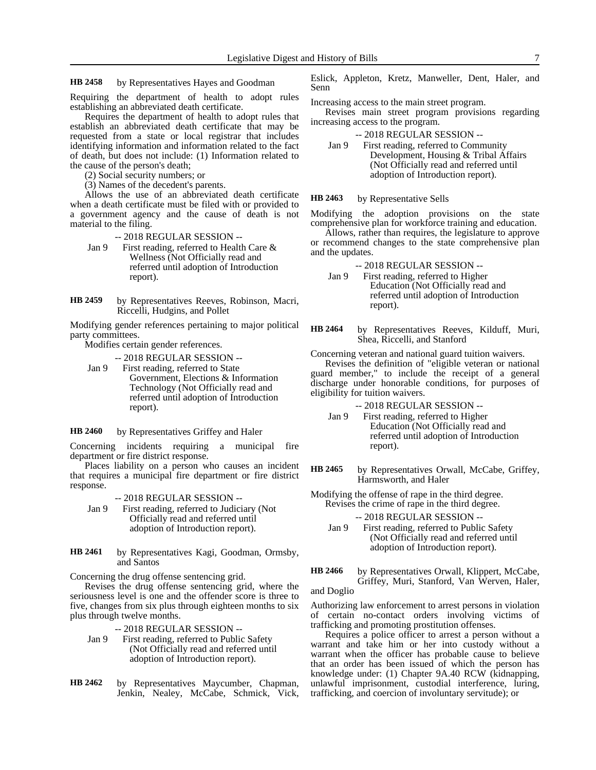**HB 2458** by Representatives Hayes and Goodman

Requiring the department of health to adopt rules establishing an abbreviated death certificate.

Requires the department of health to adopt rules that establish an abbreviated death certificate that may be requested from a state or local registrar that includes identifying information and information related to the fact of death, but does not include: (1) Information related to the cause of the person's death;

(2) Social security numbers; or

(3) Names of the decedent's parents.

Allows the use of an abbreviated death certificate when a death certificate must be filed with or provided to a government agency and the cause of death is not material to the filing.

-- 2018 REGULAR SESSION --

Jan 9 First reading, referred to Health Care & Wellness (Not Officially read and referred until adoption of Introduction report).

**HB 2459** by Representatives Reeves, Robinson, Macri, Riccelli, Hudgins, and Pollet

Modifying gender references pertaining to major political party committees.

Modifies certain gender references.

-- 2018 REGULAR SESSION --

Jan 9 First reading, referred to State Government, Elections & Information Technology (Not Officially read and referred until adoption of Introduction report).

**HB 2460** by Representatives Griffey and Haler

Concerning incidents requiring a municipal fire department or fire district response.

Places liability on a person who causes an incident that requires a municipal fire department or fire district response.

-- 2018 REGULAR SESSION --

Jan 9 First reading, referred to Judiciary (Not Officially read and referred until adoption of Introduction report).

**HB 2461** by Representatives Kagi, Goodman, Ormsby, and Santos

Concerning the drug offense sentencing grid.

Revises the drug offense sentencing grid, where the seriousness level is one and the offender score is three to five, changes from six plus through eighteen months to six plus through twelve months.

-- 2018 REGULAR SESSION --

Jan 9 First reading, referred to Public Safety (Not Officially read and referred until adoption of Introduction report).

**HB 2462** by Representatives Maycumber, Chapman, Jenkin, Nealey, McCabe, Schmick, Vick, Eslick, Appleton, Kretz, Manweller, Dent, Haler, and Senn

Increasing access to the main street program.

Revises main street program provisions regarding increasing access to the program.

-- 2018 REGULAR SESSION --

Jan 9 First reading, referred to Community Development, Housing & Tribal Affairs (Not Officially read and referred until adoption of Introduction report).

**HB 2463** by Representative Sells

Modifying the adoption provisions on the state comprehensive plan for workforce training and education.

Allows, rather than requires, the legislature to approve or recommend changes to the state comprehensive plan and the updates.

-- 2018 REGULAR SESSION --

Jan 9 First reading, referred to Higher Education (Not Officially read and referred until adoption of Introduction report).

**HB 2464** by Representatives Reeves, Kilduff, Muri, Shea, Riccelli, and Stanford

Concerning veteran and national guard tuition waivers.

Revises the definition of "eligible veteran or national guard member," to include the receipt of a general discharge under honorable conditions, for purposes of eligibility for tuition waivers.

-- 2018 REGULAR SESSION --

Jan 9 First reading, referred to Higher Education (Not Officially read and referred until adoption of Introduction report).

**HB 2465** by Representatives Orwall, McCabe, Griffey, Harmsworth, and Haler

Modifying the offense of rape in the third degree.

Revises the crime of rape in the third degree.

-- 2018 REGULAR SESSION --

Jan 9 First reading, referred to Public Safety (Not Officially read and referred until adoption of Introduction report).

**HB 2466** by Representatives Orwall, Klippert, McCabe, Griffey, Muri, Stanford, Van Werven, Haler, and Doglio

Authorizing law enforcement to arrest persons in violation of certain no-contact orders involving victims of trafficking and promoting prostitution offenses.

Requires a police officer to arrest a person without a warrant and take him or her into custody without a warrant when the officer has probable cause to believe that an order has been issued of which the person has knowledge under: (1) Chapter 9A.40 RCW (kidnapping, unlawful imprisonment, custodial interference, luring, trafficking, and coercion of involuntary servitude); or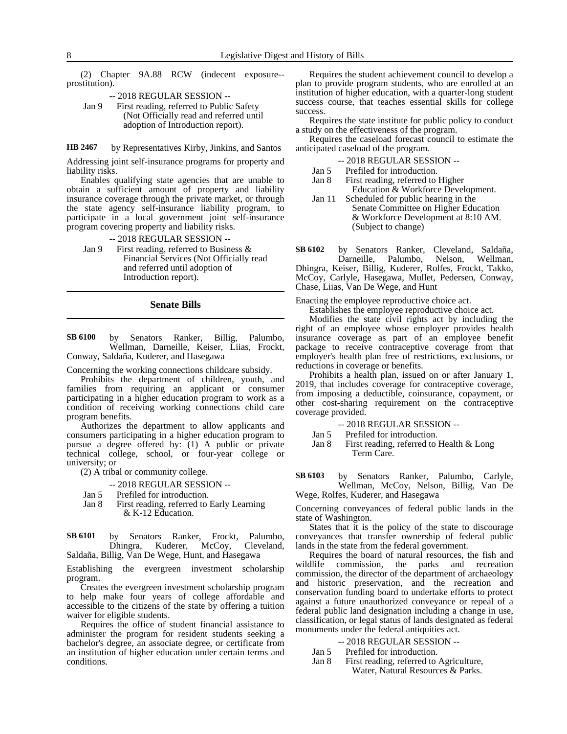(2) Chapter 9A.88 RCW (indecent exposure--prostitution).

-- 2018 REGULAR SESSION --

Jan 9 First reading, referred to Public Safety (Not Officially read and referred until adoption of Introduction report).

**HB 2467** by Representatives Kirby, Jinkins, and Santos

Addressing joint self-insurance programs for property and liability risks.

Enables qualifying state agencies that are unable to obtain a sufficient amount of property and liability insurance coverage through the private market, or through the state agency self-insurance liability program, to participate in a local government joint self-insurance program covering property and liability risks.

-- 2018 REGULAR SESSION --

Jan 9 First reading, referred to Business & Financial Services (Not Officially read and referred until adoption of Introduction report).

## Senate Bills

**SB 6100** by Senators Ranker, Billig, Palumbo, Wellman, Darneille, Keiser, Liias, Frockt, Conway, Saldaña, Kuderer, and Hasegawa

Concerning the working connections childcare subsidy.

Prohibits the department of children, youth, and families from requiring an applicant or consumer participating in a higher education program to work as a condition of receiving working connections child care program benefits.

Authorizes the department to allow applicants and consumers participating in a higher education program to pursue a degree offered by: (1) A public or private technical college, school, or four-year college or university; or

(2) A tribal or community college.

-- 2018 REGULAR SESSION --

Jan 5 Prefiled for introduction.
Jan 8 First reading, referred to Early Learning & K-12 Education.

**SB 6101** by Senators Ranker, Frockt, Palumbo, Dhingra, Kuderer, McCoy, Cleveland, Saldaña, Billig, Van De Wege, Hunt, and Hasegawa

Establishing the evergreen investment scholarship program.

Creates the evergreen investment scholarship program to help make four years of college affordable and accessible to the citizens of the state by offering a tuition waiver for eligible students.

Requires the office of student financial assistance to administer the program for resident students seeking a bachelor's degree, an associate degree, or certificate from an institution of higher education under certain terms and conditions.

Requires the student achievement council to develop a plan to provide program students, who are enrolled at an institution of higher education, with a quarter-long student success course, that teaches essential skills for college success.

Requires the state institute for public policy to conduct a study on the effectiveness of the program.

Requires the caseload forecast council to estimate the anticipated caseload of the program.

-- 2018 REGULAR SESSION --

Jan 5 Prefiled for introduction.
Jan 8 First reading, referred to Higher Education & Workforce Development.
Jan 11 Scheduled for public hearing in the Senate Committee on Higher Education & Workforce Development at 8:10 AM. (Subject to change)

**SB 6102** by Senators Ranker, Cleveland, Saldaña, Darneille, Palumbo, Nelson, Wellman, Dhingra, Keiser, Billig, Kuderer, Rolfes, Frockt, Takko, McCoy, Carlyle, Hasegawa, Mullet, Pedersen, Conway, Chase, Liias, Van De Wege, and Hunt

Enacting the employee reproductive choice act.

Establishes the employee reproductive choice act.

Modifies the state civil rights act by including the right of an employee whose employer provides health insurance coverage as part of an employee benefit package to receive contraceptive coverage from that employer's health plan free of restrictions, exclusions, or reductions in coverage or benefits.

Prohibits a health plan, issued on or after January 1, 2019, that includes coverage for contraceptive coverage, from imposing a deductible, coinsurance, copayment, or other cost-sharing requirement on the contraceptive coverage provided.

-- 2018 REGULAR SESSION --

Jan 5 Prefiled for introduction.
Jan 8 First reading, referred to Health & Long Term Care.

**SB 6103** by Senators Ranker, Palumbo, Carlyle, Wellman, McCoy, Nelson, Billig, Van De Wege, Rolfes, Kuderer, and Hasegawa

Concerning conveyances of federal public lands in the state of Washington.

States that it is the policy of the state to discourage conveyances that transfer ownership of federal public lands in the state from the federal government.

Requires the board of natural resources, the fish and wildlife commission, the parks and recreation commission, the director of the department of archaeology and historic preservation, and the recreation and conservation funding board to undertake efforts to protect against a future unauthorized conveyance or repeal of a federal public land designation including a change in use, classification, or legal status of lands designated as federal monuments under the federal antiquities act.

-- 2018 REGULAR SESSION --

Jan 5 Prefiled for introduction.
Jan 8 First reading, referred to Agriculture, Water, Natural Resources & Parks.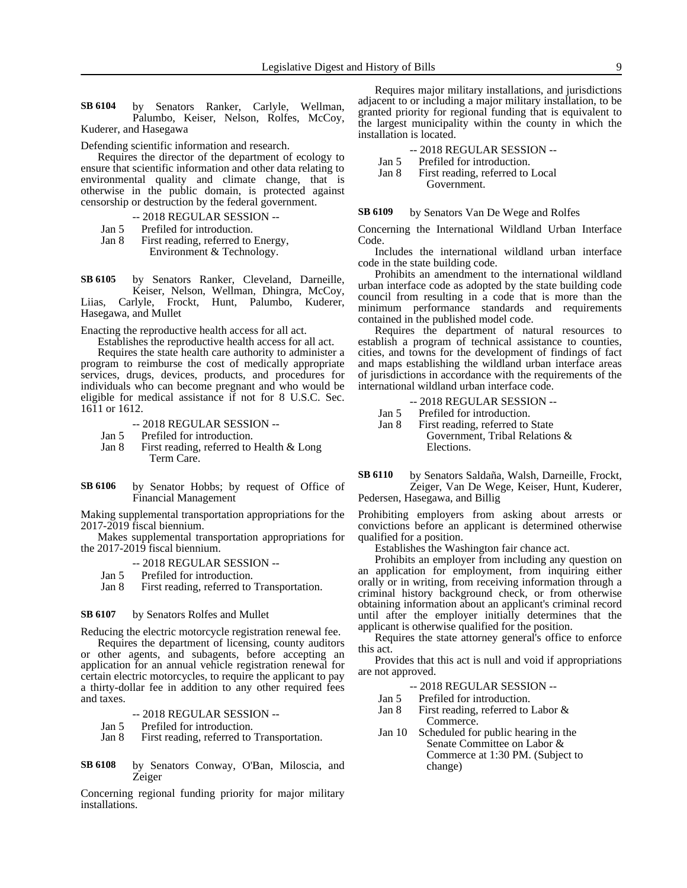**SB 6104** by Senators Ranker, Carlyle, Wellman, Palumbo, Keiser, Nelson, Rolfes, McCoy, Kuderer, and Hasegawa

Defending scientific information and research.

Requires the director of the department of ecology to ensure that scientific information and other data relating to environmental quality and climate change, that is otherwise in the public domain, is protected against censorship or destruction by the federal government.

-- 2018 REGULAR SESSION --

Jan 5 Prefiled for introduction.
Jan 8 First reading, referred to Energy, Environment & Technology.

**SB 6105** by Senators Ranker, Cleveland, Darneille, Keiser, Nelson, Wellman, Dhingra, McCoy, Liias, Carlyle, Frockt, Hunt, Palumbo, Kuderer, Hasegawa, and Mullet

Enacting the reproductive health access for all act.

Establishes the reproductive health access for all act.

Requires the state health care authority to administer a program to reimburse the cost of medically appropriate services, drugs, devices, products, and procedures for individuals who can become pregnant and who would be eligible for medical assistance if not for 8 U.S.C. Sec. 1611 or 1612.

-- 2018 REGULAR SESSION --

Jan 5 Prefiled for introduction.
Jan 8 First reading, referred to Health & Long Term Care.

**SB 6106** by Senator Hobbs; by request of Office of Financial Management

Making supplemental transportation appropriations for the 2017-2019 fiscal biennium.

Makes supplemental transportation appropriations for the 2017-2019 fiscal biennium.

-- 2018 REGULAR SESSION --

Jan 5 Prefiled for introduction.
Jan 8 First reading, referred to Transportation.

**SB 6107** by Senators Rolfes and Mullet

Reducing the electric motorcycle registration renewal fee.

Requires the department of licensing, county auditors or other agents, and subagents, before accepting an application for an annual vehicle registration renewal for certain electric motorcycles, to require the applicant to pay a thirty-dollar fee in addition to any other required fees and taxes.

-- 2018 REGULAR SESSION --

Jan 5 Prefiled for introduction.
Jan 8 First reading, referred to Transportation.

**SB 6108** by Senators Conway, O'Ban, Miloscia, and Zeiger

Concerning regional funding priority for major military installations.

Requires major military installations, and jurisdictions adjacent to or including a major military installation, to be granted priority for regional funding that is equivalent to the largest municipality within the county in which the installation is located.

-- 2018 REGULAR SESSION --

Jan 5 Prefiled for introduction.
Jan 8 First reading, referred to Local Government.

**SB 6109** by Senators Van De Wege and Rolfes

Concerning the International Wildland Urban Interface Code.

Includes the international wildland urban interface code in the state building code.

Prohibits an amendment to the international wildland urban interface code as adopted by the state building code council from resulting in a code that is more than the minimum performance standards and requirements contained in the published model code.

Requires the department of natural resources to establish a program of technical assistance to counties, cities, and towns for the development of findings of fact and maps establishing the wildland urban interface areas of jurisdictions in accordance with the requirements of the international wildland urban interface code.

-- 2018 REGULAR SESSION --

Jan 5 Prefiled for introduction.
Jan 8 First reading, referred to State Government, Tribal Relations & Elections.

**SB 6110** by Senators Saldaña, Walsh, Darneille, Frockt, Zeiger, Van De Wege, Keiser, Hunt, Kuderer, Pedersen, Hasegawa, and Billig

Prohibiting employers from asking about arrests or convictions before an applicant is determined otherwise qualified for a position.

Establishes the Washington fair chance act.

Prohibits an employer from including any question on an application for employment, from inquiring either orally or in writing, from receiving information through a criminal history background check, or from otherwise obtaining information about an applicant's criminal record until after the employer initially determines that the applicant is otherwise qualified for the position.

Requires the state attorney general's office to enforce this act.

Provides that this act is null and void if appropriations are not approved.

-- 2018 REGULAR SESSION --

Jan 5 Prefiled for introduction.
Jan 8 First reading, referred to Labor & Commerce.
Jan 10 Scheduled for public hearing in the Senate Committee on Labor & Commerce at 1:30 PM. (Subject to change)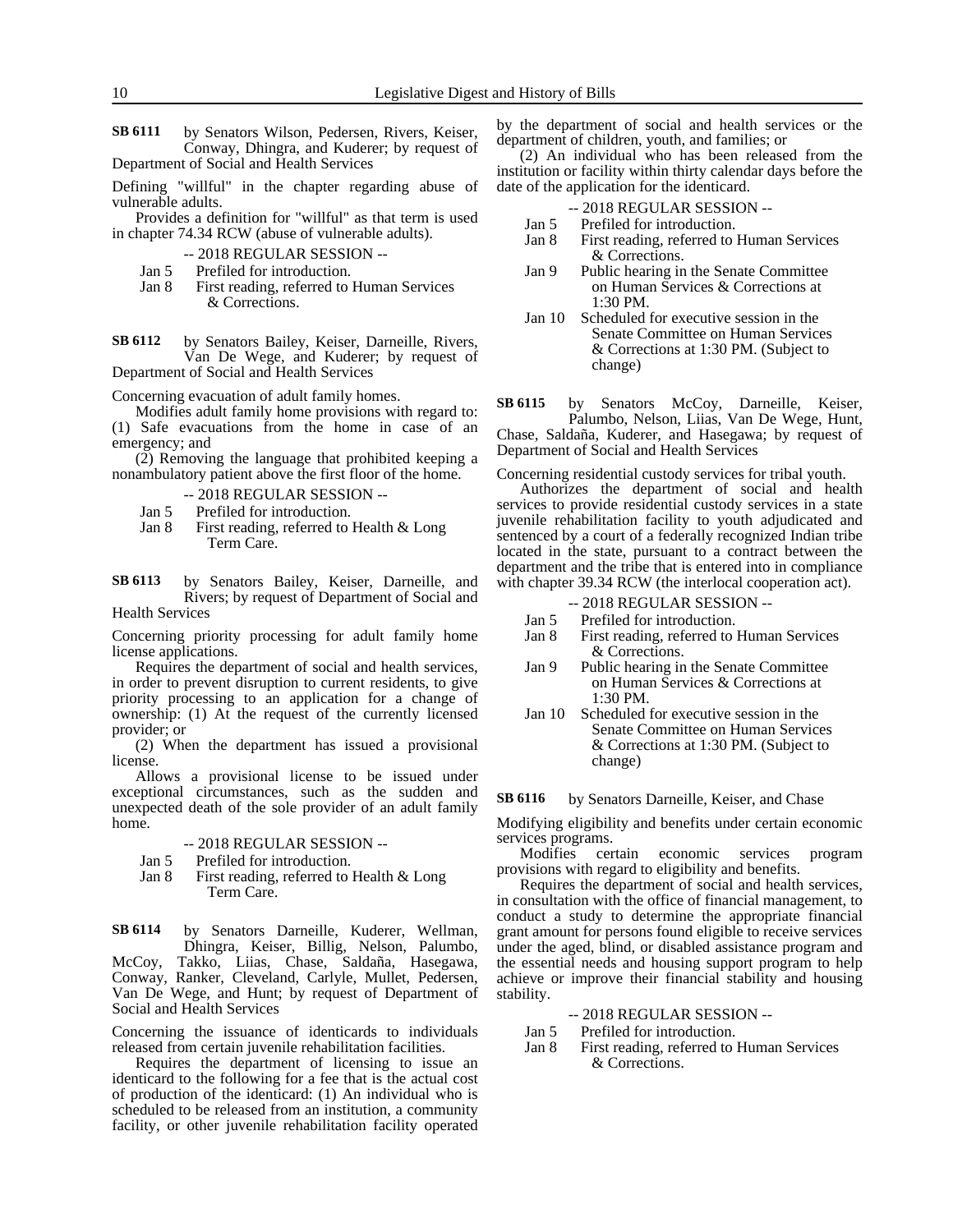**SB 6111** by Senators Wilson, Pedersen, Rivers, Keiser, Conway, Dhingra, and Kuderer; by request of Department of Social and Health Services

Defining "willful" in the chapter regarding abuse of vulnerable adults.

Provides a definition for "willful" as that term is used in chapter 74.34 RCW (abuse of vulnerable adults).

-- 2018 REGULAR SESSION --

Jan 5 Prefiled for introduction.
Jan 8 First reading, referred to Human Services & Corrections.

**SB 6112** by Senators Bailey, Keiser, Darneille, Rivers, Van De Wege, and Kuderer; by request of Department of Social and Health Services

Concerning evacuation of adult family homes.

Modifies adult family home provisions with regard to: (1) Safe evacuations from the home in case of an emergency; and

(2) Removing the language that prohibited keeping a nonambulatory patient above the first floor of the home.

-- 2018 REGULAR SESSION --

Jan 5 Prefiled for introduction.
Jan 8 First reading, referred to Health & Long Term Care.

**SB 6113** by Senators Bailey, Keiser, Darneille, and Rivers; by request of Department of Social and Health Services

Concerning priority processing for adult family home license applications.

Requires the department of social and health services, in order to prevent disruption to current residents, to give priority processing to an application for a change of ownership: (1) At the request of the currently licensed provider; or

(2) When the department has issued a provisional license.

Allows a provisional license to be issued under exceptional circumstances, such as the sudden and unexpected death of the sole provider of an adult family home.

-- 2018 REGULAR SESSION --

Jan 5 Prefiled for introduction.
Jan 8 First reading, referred to Health & Long Term Care.

**SB 6114** by Senators Darneille, Kuderer, Wellman, Dhingra, Keiser, Billig, Nelson, Palumbo, McCoy, Takko, Liias, Chase, Saldaña, Hasegawa, Conway, Ranker, Cleveland, Carlyle, Mullet, Pedersen, Van De Wege, and Hunt; by request of Department of Social and Health Services

Concerning the issuance of identicards to individuals released from certain juvenile rehabilitation facilities.

Requires the department of licensing to issue an identicard to the following for a fee that is the actual cost of production of the identicard: (1) An individual who is scheduled to be released from an institution, a community facility, or other juvenile rehabilitation facility operated by the department of social and health services or the department of children, youth, and families; or

(2) An individual who has been released from the institution or facility within thirty calendar days before the date of the application for the identicard.

-- 2018 REGULAR SESSION --

Jan 5 Prefiled for introduction.
Jan 8 First reading, referred to Human Services & Corrections.
Jan 9 Public hearing in the Senate Committee on Human Services & Corrections at 1:30 PM.
Jan 10 Scheduled for executive session in the Senate Committee on Human Services & Corrections at 1:30 PM. (Subject to change)

**SB 6115** by Senators McCoy, Darneille, Keiser, Palumbo, Nelson, Liias, Van De Wege, Hunt, Chase, Saldaña, Kuderer, and Hasegawa; by request of Department of Social and Health Services

Concerning residential custody services for tribal youth.

Authorizes the department of social and health services to provide residential custody services in a state juvenile rehabilitation facility to youth adjudicated and sentenced by a court of a federally recognized Indian tribe located in the state, pursuant to a contract between the department and the tribe that is entered into in compliance with chapter 39.34 RCW (the interlocal cooperation act).

-- 2018 REGULAR SESSION --

Jan 5 Prefiled for introduction.
Jan 8 First reading, referred to Human Services & Corrections.
Jan 9 Public hearing in the Senate Committee on Human Services & Corrections at 1:30 PM.
Jan 10 Scheduled for executive session in the Senate Committee on Human Services & Corrections at 1:30 PM. (Subject to change)

**SB 6116** by Senators Darneille, Keiser, and Chase

Modifying eligibility and benefits under certain economic services programs.

Modifies certain economic services program provisions with regard to eligibility and benefits.

Requires the department of social and health services, in consultation with the office of financial management, to conduct a study to determine the appropriate financial grant amount for persons found eligible to receive services under the aged, blind, or disabled assistance program and the essential needs and housing support program to help achieve or improve their financial stability and housing stability.

-- 2018 REGULAR SESSION --

Jan 5 Prefiled for introduction.
Jan 8 First reading, referred to Human Services & Corrections.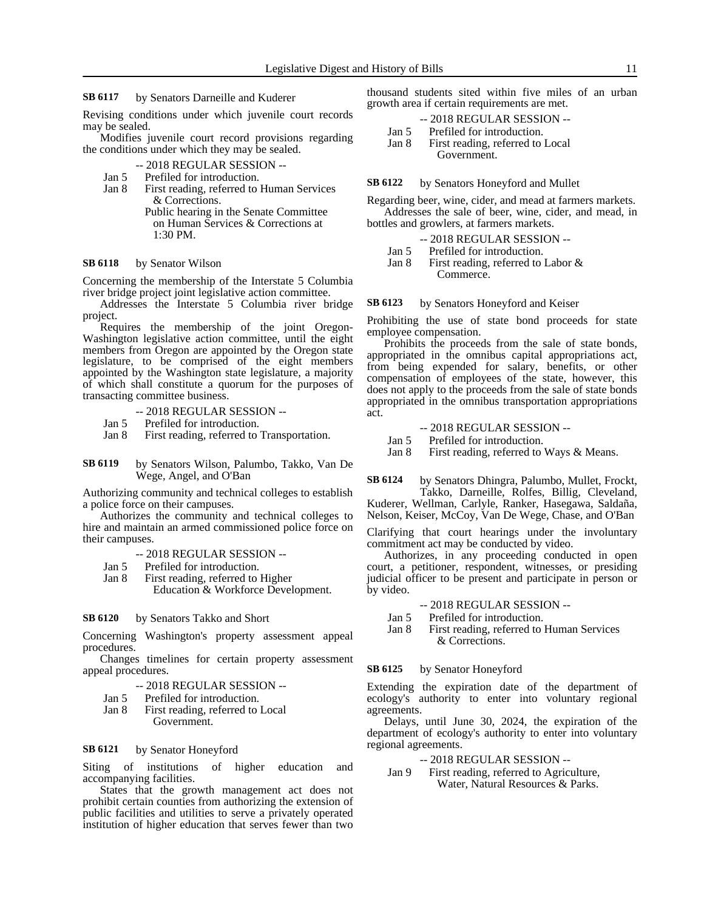**SB 6117** by Senators Darneille and Kuderer

Revising conditions under which juvenile court records may be sealed.

Modifies juvenile court record provisions regarding the conditions under which they may be sealed.

-- 2018 REGULAR SESSION --

Jan 5 Prefiled for introduction.

Jan 8 First reading, referred to Human Services & Corrections.

Public hearing in the Senate Committee on Human Services & Corrections at 1:30 PM.

**SB 6118** by Senator Wilson

Concerning the membership of the Interstate 5 Columbia river bridge project joint legislative action committee.

Addresses the Interstate 5 Columbia river bridge project.

Requires the membership of the joint Oregon-Washington legislative action committee, until the eight members from Oregon are appointed by the Oregon state legislature, to be comprised of the eight members appointed by the Washington state legislature, a majority of which shall constitute a quorum for the purposes of transacting committee business.

-- 2018 REGULAR SESSION --

Jan 5 Prefiled for introduction.

Jan 8 First reading, referred to Transportation.

**SB 6119** by Senators Wilson, Palumbo, Takko, Van De Wege, Angel, and O'Ban

Authorizing community and technical colleges to establish a police force on their campuses.

Authorizes the community and technical colleges to hire and maintain an armed commissioned police force on their campuses.

-- 2018 REGULAR SESSION --

Jan 5 Prefiled for introduction.

Jan 8 First reading, referred to Higher Education & Workforce Development.

**SB 6120** by Senators Takko and Short

Concerning Washington's property assessment appeal procedures.

Changes timelines for certain property assessment appeal procedures.

-- 2018 REGULAR SESSION --

Jan 5 Prefiled for introduction.

Jan 8 First reading, referred to Local Government.

**SB 6121** by Senator Honeyford

Siting of institutions of higher education and accompanying facilities.

States that the growth management act does not prohibit certain counties from authorizing the extension of public facilities and utilities to serve a privately operated institution of higher education that serves fewer than two thousand students sited within five miles of an urban growth area if certain requirements are met.

-- 2018 REGULAR SESSION --

Jan 5 Prefiled for introduction.

Jan 8 First reading, referred to Local Government.

**SB 6122** by Senators Honeyford and Mullet

Regarding beer, wine, cider, and mead at farmers markets.

Addresses the sale of beer, wine, cider, and mead, in bottles and growlers, at farmers markets.

-- 2018 REGULAR SESSION --

Jan 5 Prefiled for introduction.

Jan 8 First reading, referred to Labor & Commerce.

**SB 6123** by Senators Honeyford and Keiser

Prohibiting the use of state bond proceeds for state employee compensation.

Prohibits the proceeds from the sale of state bonds, appropriated in the omnibus capital appropriations act, from being expended for salary, benefits, or other compensation of employees of the state, however, this does not apply to the proceeds from the sale of state bonds appropriated in the omnibus transportation appropriations act.

-- 2018 REGULAR SESSION --

Jan 5 Prefiled for introduction.

Jan 8 First reading, referred to Ways & Means.

**SB 6124** by Senators Dhingra, Palumbo, Mullet, Frockt, Takko, Darneille, Rolfes, Billig, Cleveland, Kuderer, Wellman, Carlyle, Ranker, Hasegawa, Saldaña, Nelson, Keiser, McCoy, Van De Wege, Chase, and O'Ban

Clarifying that court hearings under the involuntary commitment act may be conducted by video.

Authorizes, in any proceeding conducted in open court, a petitioner, respondent, witnesses, or presiding judicial officer to be present and participate in person or by video.

-- 2018 REGULAR SESSION --

Jan 5 Prefiled for introduction.

Jan 8 First reading, referred to Human Services & Corrections.

**SB 6125** by Senator Honeyford

Extending the expiration date of the department of ecology's authority to enter into voluntary regional agreements.

Delays, until June 30, 2024, the expiration of the department of ecology's authority to enter into voluntary regional agreements.

-- 2018 REGULAR SESSION --

Jan 9 First reading, referred to Agriculture, Water, Natural Resources & Parks.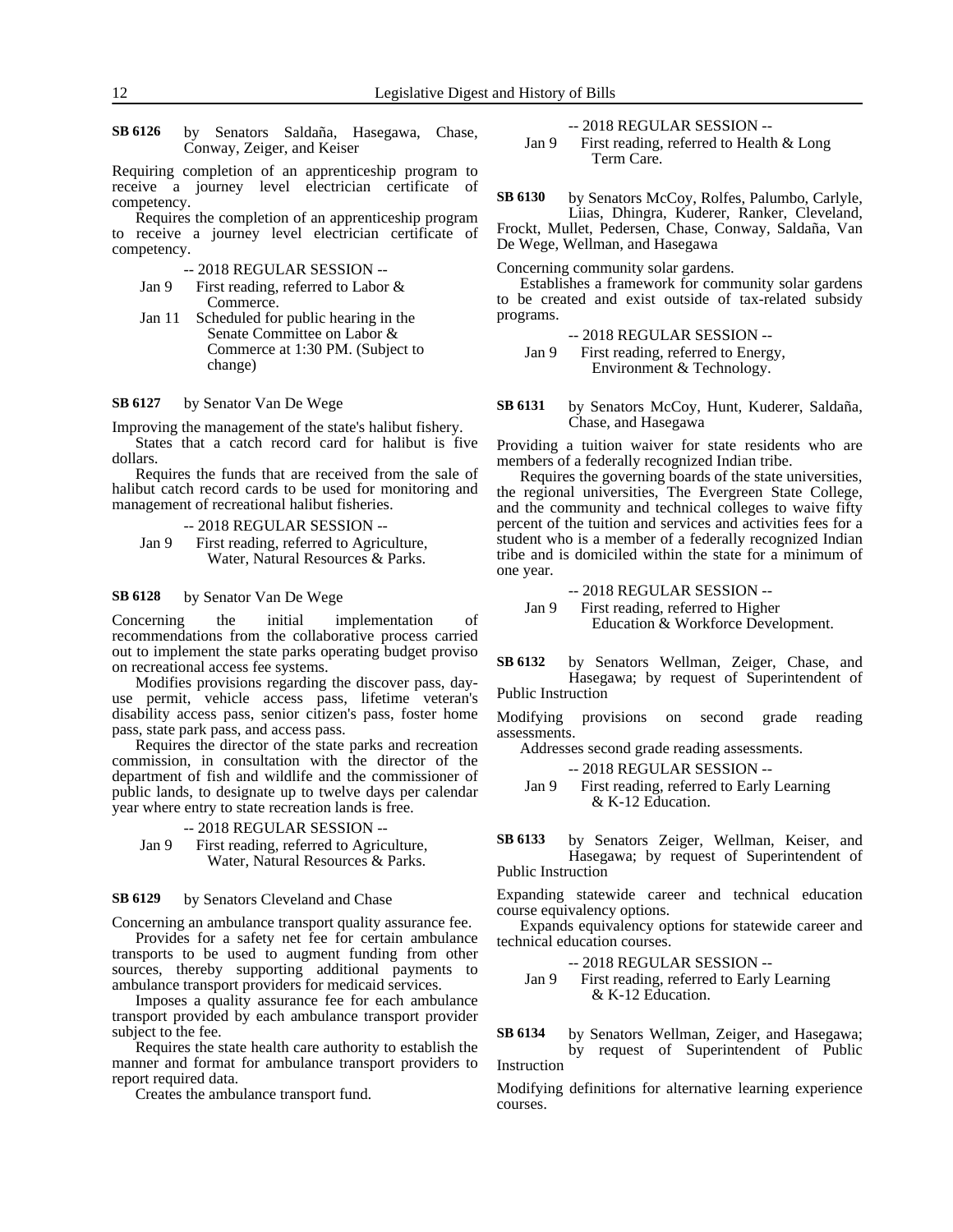**SB 6126** by Senators Saldaña, Hasegawa, Chase, Conway, Zeiger, and Keiser

Requiring completion of an apprenticeship program to receive a journey level electrician certificate of competency.

Requires the completion of an apprenticeship program to receive a journey level electrician certificate of competency.

-- 2018 REGULAR SESSION --

Jan 9 First reading, referred to Labor & Commerce.

Jan 11 Scheduled for public hearing in the Senate Committee on Labor & Commerce at 1:30 PM. (Subject to change)

**SB 6127** by Senator Van De Wege

Improving the management of the state's halibut fishery.

States that a catch record card for halibut is five dollars.

Requires the funds that are received from the sale of halibut catch record cards to be used for monitoring and management of recreational halibut fisheries.

-- 2018 REGULAR SESSION --

Jan 9 First reading, referred to Agriculture, Water, Natural Resources & Parks.

**SB 6128** by Senator Van De Wege

Concerning the initial implementation of recommendations from the collaborative process carried out to implement the state parks operating budget proviso on recreational access fee systems.

Modifies provisions regarding the discover pass, day-use permit, vehicle access pass, lifetime veteran's disability access pass, senior citizen's pass, foster home pass, state park pass, and access pass.

Requires the director of the state parks and recreation commission, in consultation with the director of the department of fish and wildlife and the commissioner of public lands, to designate up to twelve days per calendar year where entry to state recreation lands is free.

-- 2018 REGULAR SESSION --

Jan 9 First reading, referred to Agriculture, Water, Natural Resources & Parks.

**SB 6129** by Senators Cleveland and Chase

Concerning an ambulance transport quality assurance fee.

Provides for a safety net fee for certain ambulance transports to be used to augment funding from other sources, thereby supporting additional payments to ambulance transport providers for medicaid services.

Imposes a quality assurance fee for each ambulance transport provided by each ambulance transport provider subject to the fee.

Requires the state health care authority to establish the manner and format for ambulance transport providers to report required data.

Creates the ambulance transport fund.

-- 2018 REGULAR SESSION --

Jan 9 First reading, referred to Health & Long Term Care.

**SB 6130** by Senators McCoy, Rolfes, Palumbo, Carlyle, Liias, Dhingra, Kuderer, Ranker, Cleveland, Frockt, Mullet, Pedersen, Chase, Conway, Saldaña, Van De Wege, Wellman, and Hasegawa

Concerning community solar gardens.

Establishes a framework for community solar gardens to be created and exist outside of tax-related subsidy programs.

-- 2018 REGULAR SESSION --

Jan 9 First reading, referred to Energy, Environment & Technology.

**SB 6131** by Senators McCoy, Hunt, Kuderer, Saldaña, Chase, and Hasegawa

Providing a tuition waiver for state residents who are members of a federally recognized Indian tribe.

Requires the governing boards of the state universities, the regional universities, The Evergreen State College, and the community and technical colleges to waive fifty percent of the tuition and services and activities fees for a student who is a member of a federally recognized Indian tribe and is domiciled within the state for a minimum of one year.

-- 2018 REGULAR SESSION --

Jan 9 First reading, referred to Higher Education & Workforce Development.

**SB 6132** by Senators Wellman, Zeiger, Chase, and Hasegawa; by request of Superintendent of Public Instruction

Modifying provisions on second grade reading assessments.

Addresses second grade reading assessments.

-- 2018 REGULAR SESSION --

Jan 9 First reading, referred to Early Learning & K-12 Education.

**SB 6133** by Senators Zeiger, Wellman, Keiser, and Hasegawa; by request of Superintendent of Public Instruction

Expanding statewide career and technical education course equivalency options.

Expands equivalency options for statewide career and technical education courses.

-- 2018 REGULAR SESSION --

Jan 9 First reading, referred to Early Learning & K-12 Education.

**SB 6134** by Senators Wellman, Zeiger, and Hasegawa; by request of Superintendent of Public Instruction

Modifying definitions for alternative learning experience courses.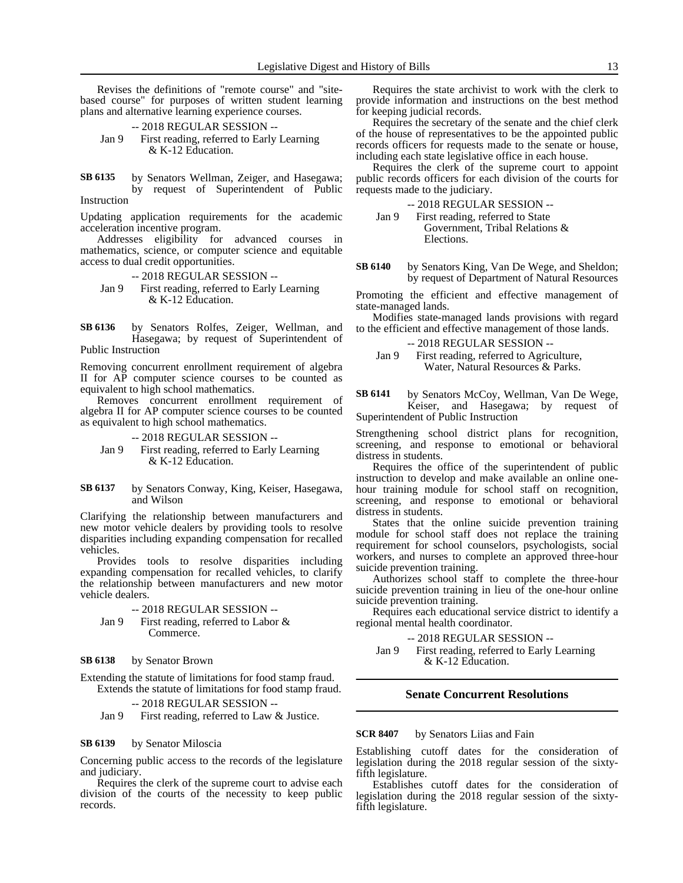Revises the definitions of "remote course" and "site-based course" for purposes of written student learning plans and alternative learning experience courses.

-- 2018 REGULAR SESSION --

Jan 9 First reading, referred to Early Learning & K-12 Education.

**SB 6135** by Senators Wellman, Zeiger, and Hasegawa; by request of Superintendent of Public Instruction

Updating application requirements for the academic acceleration incentive program.

Addresses eligibility for advanced courses in mathematics, science, or computer science and equitable access to dual credit opportunities.

-- 2018 REGULAR SESSION --

Jan 9 First reading, referred to Early Learning & K-12 Education.

**SB 6136** by Senators Rolfes, Zeiger, Wellman, and Hasegawa; by request of Superintendent of Public Instruction

Removing concurrent enrollment requirement of algebra II for AP computer science courses to be counted as equivalent to high school mathematics.

Removes concurrent enrollment requirement of algebra II for AP computer science courses to be counted as equivalent to high school mathematics.

-- 2018 REGULAR SESSION --

Jan 9 First reading, referred to Early Learning & K-12 Education.

**SB 6137** by Senators Conway, King, Keiser, Hasegawa, and Wilson

Clarifying the relationship between manufacturers and new motor vehicle dealers by providing tools to resolve disparities including expanding compensation for recalled vehicles.

Provides tools to resolve disparities including expanding compensation for recalled vehicles, to clarify the relationship between manufacturers and new motor vehicle dealers.

-- 2018 REGULAR SESSION --

Jan 9 First reading, referred to Labor & Commerce.

**SB 6138** by Senator Brown

Extending the statute of limitations for food stamp fraud.

Extends the statute of limitations for food stamp fraud.

-- 2018 REGULAR SESSION --

Jan 9 First reading, referred to Law & Justice.

**SB 6139** by Senator Miloscia

Concerning public access to the records of the legislature and judiciary.

Requires the clerk of the supreme court to advise each division of the courts of the necessity to keep public records.

Requires the state archivist to work with the clerk to provide information and instructions on the best method for keeping judicial records.

Requires the secretary of the senate and the chief clerk of the house of representatives to be the appointed public records officers for requests made to the senate or house, including each state legislative office in each house.

Requires the clerk of the supreme court to appoint public records officers for each division of the courts for requests made to the judiciary.

-- 2018 REGULAR SESSION --

Jan 9 First reading, referred to State Government, Tribal Relations & Elections.

**SB 6140** by Senators King, Van De Wege, and Sheldon; by request of Department of Natural Resources

Promoting the efficient and effective management of state-managed lands.

Modifies state-managed lands provisions with regard to the efficient and effective management of those lands.

-- 2018 REGULAR SESSION --

Jan 9 First reading, referred to Agriculture, Water, Natural Resources & Parks.

**SB 6141** by Senators McCoy, Wellman, Van De Wege, Keiser, and Hasegawa; by request of Superintendent of Public Instruction

Strengthening school district plans for recognition, screening, and response to emotional or behavioral distress in students.

Requires the office of the superintendent of public instruction to develop and make available an online one-hour training module for school staff on recognition, screening, and response to emotional or behavioral distress in students.

States that the online suicide prevention training module for school staff does not replace the training requirement for school counselors, psychologists, social workers, and nurses to complete an approved three-hour suicide prevention training.

Authorizes school staff to complete the three-hour suicide prevention training in lieu of the one-hour online suicide prevention training.

Requires each educational service district to identify a regional mental health coordinator.

-- 2018 REGULAR SESSION --

Jan 9 First reading, referred to Early Learning & K-12 Education.

## Senate Concurrent Resolutions

**SCR 8407** by Senators Liias and Fain

Establishing cutoff dates for the consideration of legislation during the 2018 regular session of the sixty-fifth legislature.

Establishes cutoff dates for the consideration of legislation during the 2018 regular session of the sixty-fifth legislature.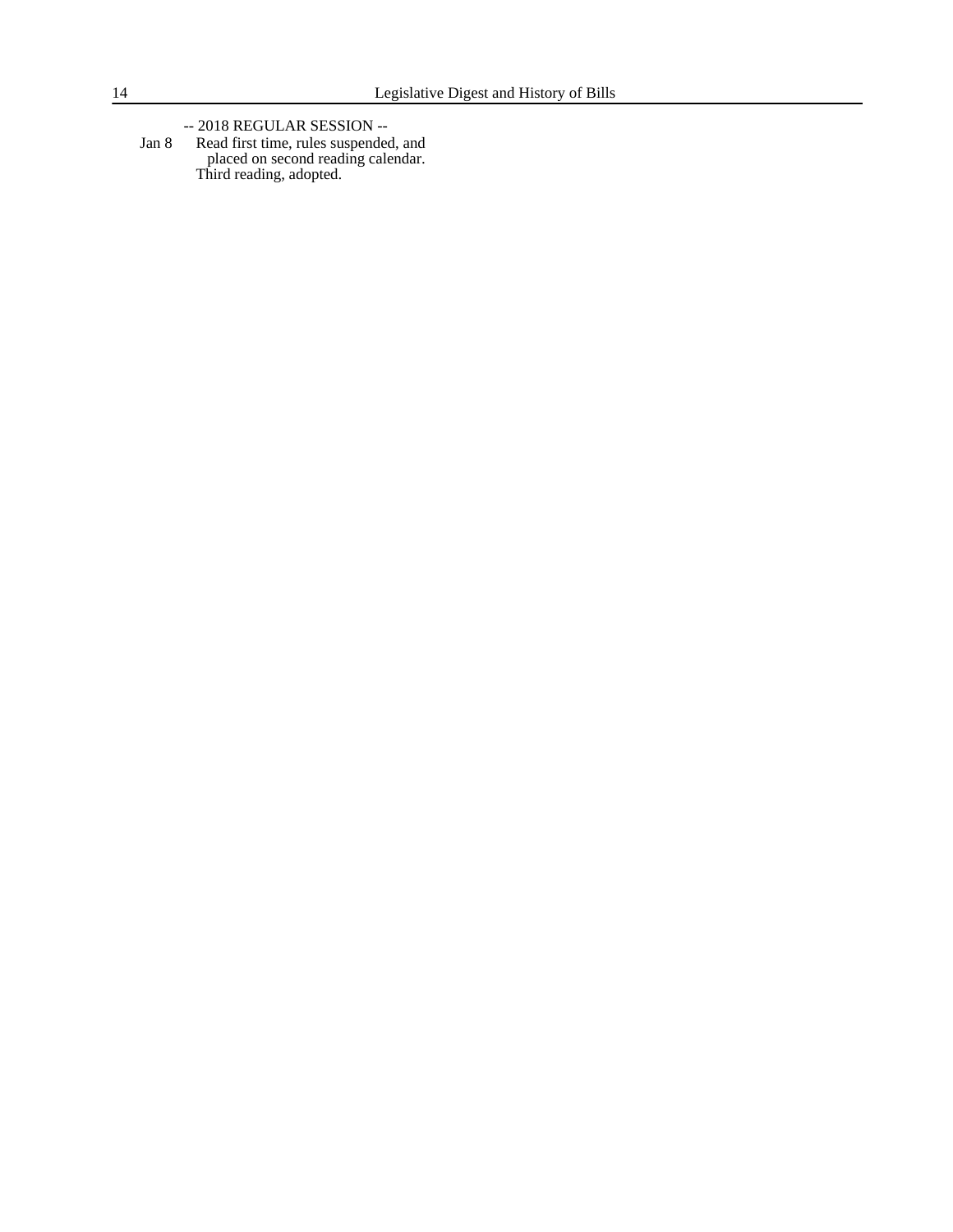-- 2018 REGULAR SESSION --

Jan 8 Read first time, rules suspended, and placed on second reading calendar.
Third reading, adopted.